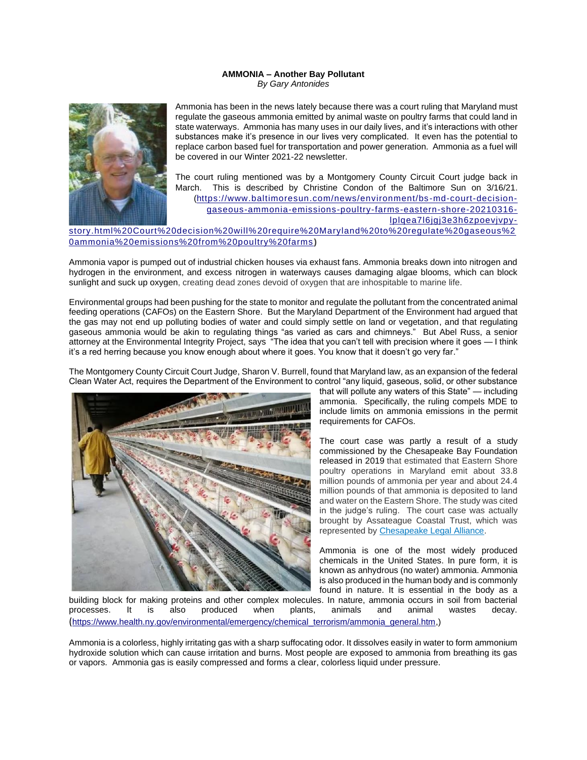**AMMONIA – Another Bay Pollutant**
*By Gary Antonides*

Ammonia has been in the news lately because there was a court ruling that Maryland must regulate the gaseous ammonia emitted by animal waste on poultry farms that could land in state waterways. Ammonia has many uses in our daily lives, and it's interactions with other substances make it's presence in our lives very complicated. It even has the potential to replace carbon based fuel for transportation and power generation. Ammonia as a fuel will be covered in our Winter 2021-22 newsletter.

The court ruling mentioned was by a Montgomery County Circuit Court judge back in March. This is described by Christine Condon of the Baltimore Sun on 3/16/21. (https://www.baltimoresun.com/news/environment/bs-md-court-decision-gaseous-ammonia-emissions-poultry-farms-eastern-shore-20210316-lplqea7l6jgj3e3h6zpoevjvpy-story.html%20Court%20decision%20will%20require%20Maryland%20to%20regulate%20gaseous%20ammonia%20emissions%20from%20poultry%20farms)

Ammonia vapor is pumped out of industrial chicken houses via exhaust fans. Ammonia breaks down into nitrogen and hydrogen in the environment, and excess nitrogen in waterways causes damaging algae blooms, which can block sunlight and suck up oxygen, creating dead zones devoid of oxygen that are inhospitable to marine life.

Environmental groups had been pushing for the state to monitor and regulate the pollutant from the concentrated animal feeding operations (CAFOs) on the Eastern Shore. But the Maryland Department of the Environment had argued that the gas may not end up polluting bodies of water and could simply settle on land or vegetation, and that regulating gaseous ammonia would be akin to regulating things "as varied as cars and chimneys." But Abel Russ, a senior attorney at the Environmental Integrity Project, says "The idea that you can't tell with precision where it goes — I think it's a red herring because you know enough about where it goes. You know that it doesn't go very far."

The Montgomery County Circuit Court Judge, Sharon V. Burrell, found that Maryland law, as an expansion of the federal Clean Water Act, requires the Department of the Environment to control "any liquid, gaseous, solid, or other substance that will pollute any waters of this State" — including ammonia. Specifically, the ruling compels MDE to include limits on ammonia emissions in the permit requirements for CAFOs.

The court case was partly a result of a study commissioned by the Chesapeake Bay Foundation released in 2019 that estimated that Eastern Shore poultry operations in Maryland emit about 33.8 million pounds of ammonia per year and about 24.4 million pounds of that ammonia is deposited to land and water on the Eastern Shore. The study was cited in the judge's ruling. The court case was actually brought by Assateague Coastal Trust, which was represented by Chesapeake Legal Alliance.

Ammonia is one of the most widely produced chemicals in the United States. In pure form, it is known as anhydrous (no water) ammonia. Ammonia is also produced in the human body and is commonly found in nature. It is essential in the body as a building block for making proteins and other complex molecules. In nature, ammonia occurs in soil from bacterial processes. It is also produced when plants, animals and animal wastes decay. (https://www.health.ny.gov/environmental/emergency/chemical_terrorism/ammonia_general.htm,)

Ammonia is a colorless, highly irritating gas with a sharp suffocating odor. It dissolves easily in water to form ammonium hydroxide solution which can cause irritation and burns. Most people are exposed to ammonia from breathing its gas or vapors. Ammonia gas is easily compressed and forms a clear, colorless liquid under pressure.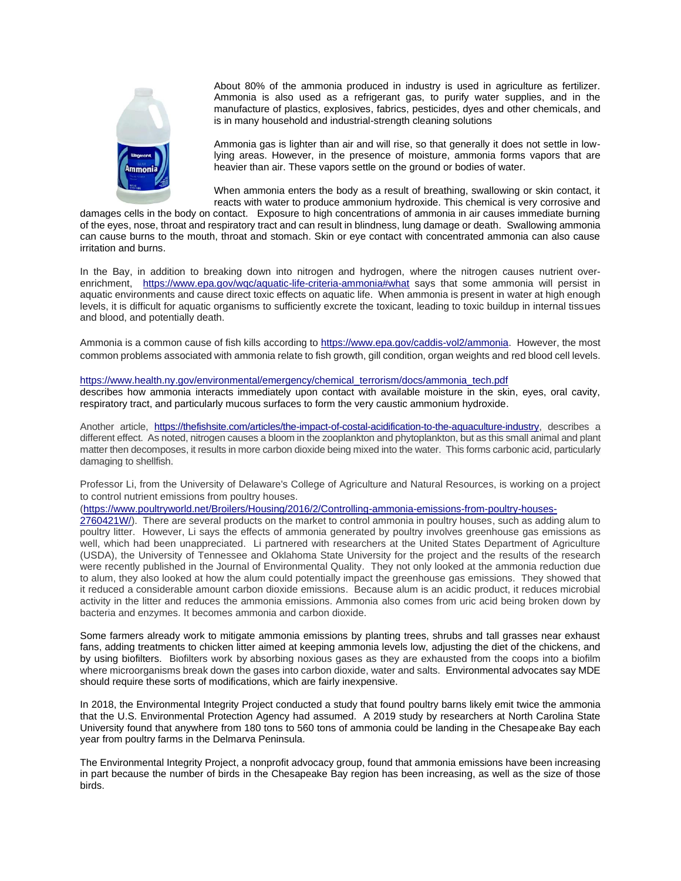About 80% of the ammonia produced in industry is used in agriculture as fertilizer. Ammonia is also used as a refrigerant gas, to purify water supplies, and in the manufacture of plastics, explosives, fabrics, pesticides, dyes and other chemicals, and is in many household and industrial-strength cleaning solutions

Ammonia gas is lighter than air and will rise, so that generally it does not settle in low-lying areas. However, in the presence of moisture, ammonia forms vapors that are heavier than air. These vapors settle on the ground or bodies of water.

When ammonia enters the body as a result of breathing, swallowing or skin contact, it reacts with water to produce ammonium hydroxide. This chemical is very corrosive and damages cells in the body on contact. Exposure to high concentrations of ammonia in air causes immediate burning of the eyes, nose, throat and respiratory tract and can result in blindness, lung damage or death. Swallowing ammonia can cause burns to the mouth, throat and stomach. Skin or eye contact with concentrated ammonia can also cause irritation and burns.

In the Bay, in addition to breaking down into nitrogen and hydrogen, where the nitrogen causes nutrient over-enrichment, https://www.epa.gov/wqc/aquatic-life-criteria-ammonia#what says that some ammonia will persist in aquatic environments and cause direct toxic effects on aquatic life. When ammonia is present in water at high enough levels, it is difficult for aquatic organisms to sufficiently excrete the toxicant, leading to toxic buildup in internal tissues and blood, and potentially death.

Ammonia is a common cause of fish kills according to https://www.epa.gov/caddis-vol2/ammonia. However, the most common problems associated with ammonia relate to fish growth, gill condition, organ weights and red blood cell levels.

https://www.health.ny.gov/environmental/emergency/chemical_terrorism/docs/ammonia_tech.pdf describes how ammonia interacts immediately upon contact with available moisture in the skin, eyes, oral cavity, respiratory tract, and particularly mucous surfaces to form the very caustic ammonium hydroxide.

Another article, https://thefishsite.com/articles/the-impact-of-costal-acidification-to-the-aquaculture-industry, describes a different effect. As noted, nitrogen causes a bloom in the zooplankton and phytoplankton, but as this small animal and plant matter then decomposes, it results in more carbon dioxide being mixed into the water. This forms carbonic acid, particularly damaging to shellfish.

Professor Li, from the University of Delaware's College of Agriculture and Natural Resources, is working on a project to control nutrient emissions from poultry houses. (https://www.poultryworld.net/Broilers/Housing/2016/2/Controlling-ammonia-emissions-from-poultry-houses-2760421W/). There are several products on the market to control ammonia in poultry houses, such as adding alum to poultry litter. However, Li says the effects of ammonia generated by poultry involves greenhouse gas emissions as well, which had been unappreciated. Li partnered with researchers at the United States Department of Agriculture (USDA), the University of Tennessee and Oklahoma State University for the project and the results of the research were recently published in the Journal of Environmental Quality. They not only looked at the ammonia reduction due to alum, they also looked at how the alum could potentially impact the greenhouse gas emissions. They showed that it reduced a considerable amount carbon dioxide emissions. Because alum is an acidic product, it reduces microbial activity in the litter and reduces the ammonia emissions. Ammonia also comes from uric acid being broken down by bacteria and enzymes. It becomes ammonia and carbon dioxide.

Some farmers already work to mitigate ammonia emissions by planting trees, shrubs and tall grasses near exhaust fans, adding treatments to chicken litter aimed at keeping ammonia levels low, adjusting the diet of the chickens, and by using biofilters. Biofilters work by absorbing noxious gases as they are exhausted from the coops into a biofilm where microorganisms break down the gases into carbon dioxide, water and salts. Environmental advocates say MDE should require these sorts of modifications, which are fairly inexpensive.

In 2018, the Environmental Integrity Project conducted a study that found poultry barns likely emit twice the ammonia that the U.S. Environmental Protection Agency had assumed. A 2019 study by researchers at North Carolina State University found that anywhere from 180 tons to 560 tons of ammonia could be landing in the Chesapeake Bay each year from poultry farms in the Delmarva Peninsula.

The Environmental Integrity Project, a nonprofit advocacy group, found that ammonia emissions have been increasing in part because the number of birds in the Chesapeake Bay region has been increasing, as well as the size of those birds.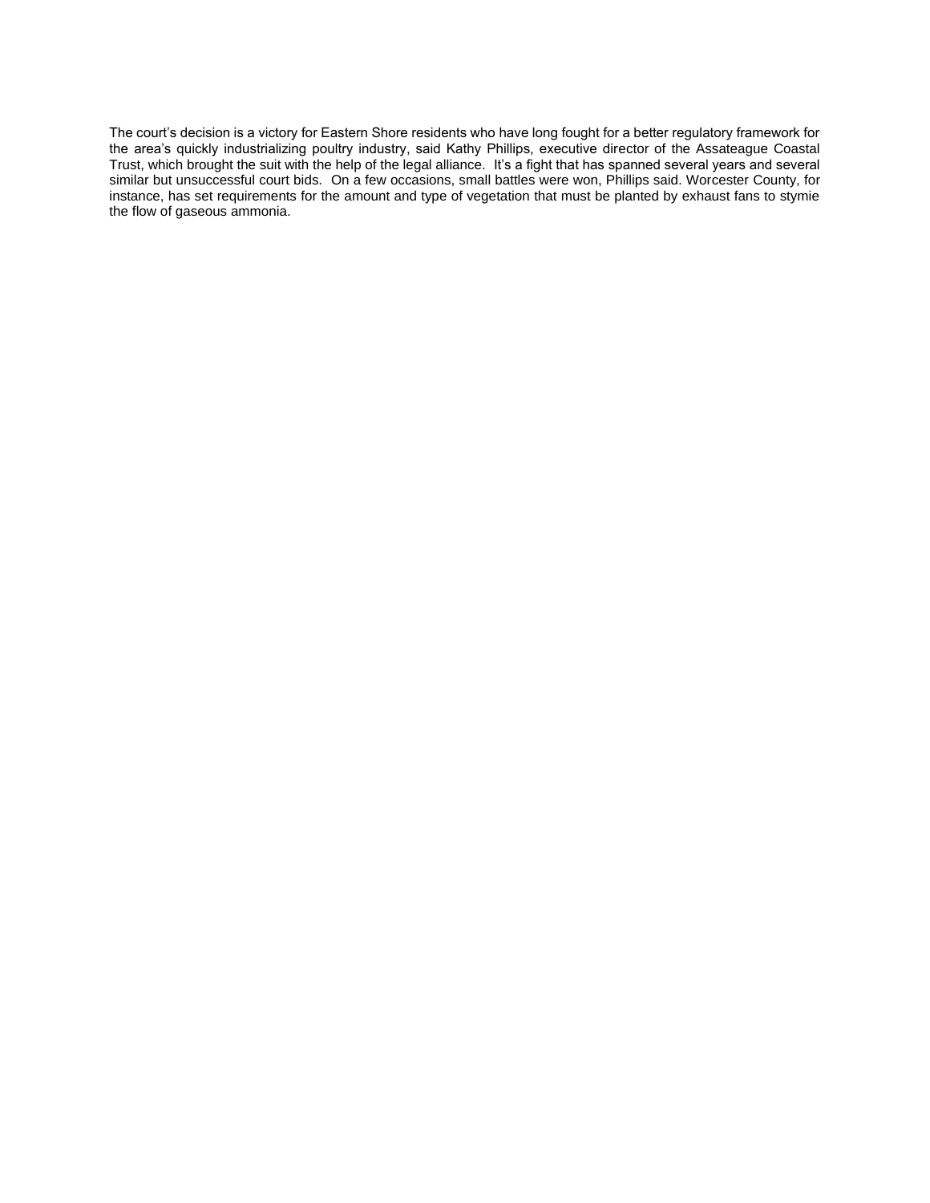The court's decision is a victory for Eastern Shore residents who have long fought for a better regulatory framework for the area's quickly industrializing poultry industry, said Kathy Phillips, executive director of the Assateague Coastal Trust, which brought the suit with the help of the legal alliance. It's a fight that has spanned several years and several similar but unsuccessful court bids. On a few occasions, small battles were won, Phillips said. Worcester County, for instance, has set requirements for the amount and type of vegetation that must be planted by exhaust fans to stymie the flow of gaseous ammonia.